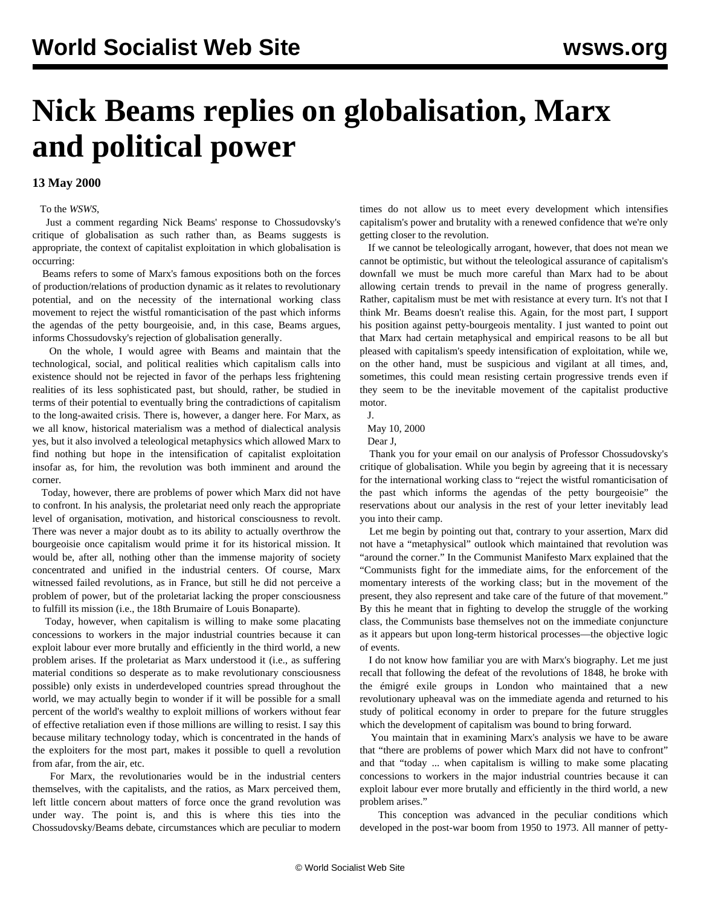# Nick Beams replies on globalisation, Marx and political power

**13 May 2000**

To the *WSWS*,

Just a comment regarding Nick Beams' response to Chossudovsky's critique of globalisation as such rather than, as Beams suggests is appropriate, the context of capitalist exploitation in which globalisation is occurring:

Beams refers to some of Marx's famous expositions both on the forces of production/relations of production dynamic as it relates to revolutionary potential, and on the necessity of the international working class movement to reject the wistful romanticisation of the past which informs the agendas of the petty bourgeoisie, and, in this case, Beams argues, informs Chossudovsky's rejection of globalisation generally.

On the whole, I would agree with Beams and maintain that the technological, social, and political realities which capitalism calls into existence should not be rejected in favor of the perhaps less frightening realities of its less sophisticated past, but should, rather, be studied in terms of their potential to eventually bring the contradictions of capitalism to the long-awaited crisis. There is, however, a danger here. For Marx, as we all know, historical materialism was a method of dialectical analysis yes, but it also involved a teleological metaphysics which allowed Marx to find nothing but hope in the intensification of capitalist exploitation insofar as, for him, the revolution was both imminent and around the corner.

Today, however, there are problems of power which Marx did not have to confront. In his analysis, the proletariat need only reach the appropriate level of organisation, motivation, and historical consciousness to revolt. There was never a major doubt as to its ability to actually overthrow the bourgeoisie once capitalism would prime it for its historical mission. It would be, after all, nothing other than the immense majority of society concentrated and unified in the industrial centers. Of course, Marx witnessed failed revolutions, as in France, but still he did not perceive a problem of power, but of the proletariat lacking the proper consciousness to fulfill its mission (i.e., the 18th Brumaire of Louis Bonaparte).

Today, however, when capitalism is willing to make some placating concessions to workers in the major industrial countries because it can exploit labour ever more brutally and efficiently in the third world, a new problem arises. If the proletariat as Marx understood it (i.e., as suffering material conditions so desperate as to make revolutionary consciousness possible) only exists in underdeveloped countries spread throughout the world, we may actually begin to wonder if it will be possible for a small percent of the world's wealthy to exploit millions of workers without fear of effective retaliation even if those millions are willing to resist. I say this because military technology today, which is concentrated in the hands of the exploiters for the most part, makes it possible to quell a revolution from afar, from the air, etc.

For Marx, the revolutionaries would be in the industrial centers themselves, with the capitalists, and the ratios, as Marx perceived them, left little concern about matters of force once the grand revolution was under way. The point is, and this is where this ties into the Chossudovsky/Beams debate, circumstances which are peculiar to modern times do not allow us to meet every development which intensifies capitalism's power and brutality with a renewed confidence that we're only getting closer to the revolution.

If we cannot be teleologically arrogant, however, that does not mean we cannot be optimistic, but without the teleological assurance of capitalism's downfall we must be much more careful than Marx had to be about allowing certain trends to prevail in the name of progress generally. Rather, capitalism must be met with resistance at every turn. It's not that I think Mr. Beams doesn't realise this. Again, for the most part, I support his position against petty-bourgeois mentality. I just wanted to point out that Marx had certain metaphysical and empirical reasons to be all but pleased with capitalism's speedy intensification of exploitation, while we, on the other hand, must be suspicious and vigilant at all times, and, sometimes, this could mean resisting certain progressive trends even if they seem to be the inevitable movement of the capitalist productive motor.

J.

May 10, 2000

Dear J,

Thank you for your email on our analysis of Professor Chossudovsky's critique of globalisation. While you begin by agreeing that it is necessary for the international working class to "reject the wistful romanticisation of the past which informs the agendas of the petty bourgeoisie" the reservations about our analysis in the rest of your letter inevitably lead you into their camp.

Let me begin by pointing out that, contrary to your assertion, Marx did not have a "metaphysical" outlook which maintained that revolution was "around the corner." In the Communist Manifesto Marx explained that the "Communists fight for the immediate aims, for the enforcement of the momentary interests of the working class; but in the movement of the present, they also represent and take care of the future of that movement." By this he meant that in fighting to develop the struggle of the working class, the Communists base themselves not on the immediate conjuncture as it appears but upon long-term historical processes—the objective logic of events.

I do not know how familiar you are with Marx's biography. Let me just recall that following the defeat of the revolutions of 1848, he broke with the émigré exile groups in London who maintained that a new revolutionary upheaval was on the immediate agenda and returned to his study of political economy in order to prepare for the future struggles which the development of capitalism was bound to bring forward.

You maintain that in examining Marx's analysis we have to be aware that "there are problems of power which Marx did not have to confront" and that "today ... when capitalism is willing to make some placating concessions to workers in the major industrial countries because it can exploit labour ever more brutally and efficiently in the third world, a new problem arises."

This conception was advanced in the peculiar conditions which developed in the post-war boom from 1950 to 1973. All manner of petty-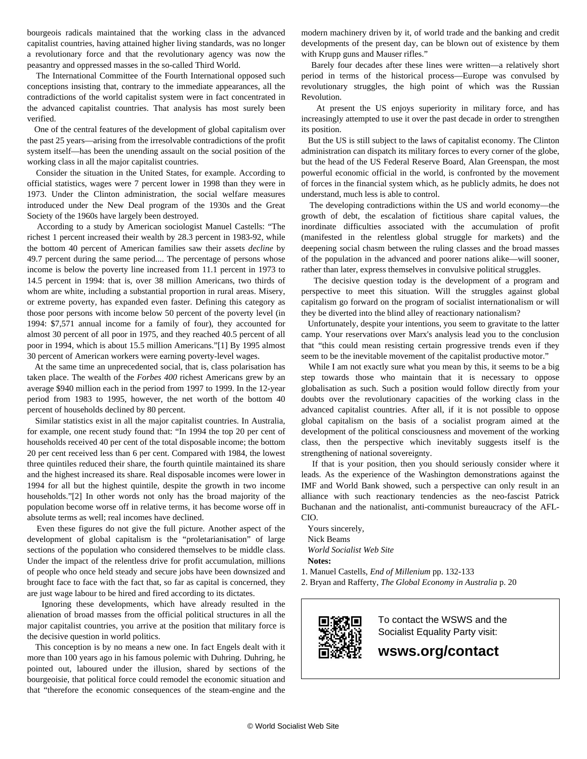bourgeois radicals maintained that the working class in the advanced capitalist countries, having attained higher living standards, was no longer a revolutionary force and that the revolutionary agency was now the peasantry and oppressed masses in the so-called Third World.

The International Committee of the Fourth International opposed such conceptions insisting that, contrary to the immediate appearances, all the contradictions of the world capitalist system were in fact concentrated in the advanced capitalist countries. That analysis has most surely been verified.

One of the central features of the development of global capitalism over the past 25 years—arising from the irresolvable contradictions of the profit system itself—has been the unending assault on the social position of the working class in all the major capitalist countries.

Consider the situation in the United States, for example. According to official statistics, wages were 7 percent lower in 1998 than they were in 1973. Under the Clinton administration, the social welfare measures introduced under the New Deal program of the 1930s and the Great Society of the 1960s have largely been destroyed.

According to a study by American sociologist Manuel Castells: "The richest 1 percent increased their wealth by 28.3 percent in 1983-92, while the bottom 40 percent of American families saw their assets *decline* by 49.7 percent during the same period.... The percentage of persons whose income is below the poverty line increased from 11.1 percent in 1973 to 14.5 percent in 1994: that is, over 38 million Americans, two thirds of whom are white, including a substantial proportion in rural areas. Misery, or extreme poverty, has expanded even faster. Defining this category as those poor persons with income below 50 percent of the poverty level (in 1994: $7,571 annual income for a family of four), they accounted for almost 30 percent of all poor in 1975, and they reached 40.5 percent of all poor in 1994, which is about 15.5 million Americans."[1] By 1995 almost 30 percent of American workers were earning poverty-level wages.

At the same time an unprecedented social, that is, class polarisation has taken place. The wealth of the *Forbes 400* richest Americans grew by an average $940 million each in the period from 1997 to 1999. In the 12-year period from 1983 to 1995, however, the net worth of the bottom 40 percent of households declined by 80 percent.

Similar statistics exist in all the major capitalist countries. In Australia, for example, one recent study found that: "In 1994 the top 20 per cent of households received 40 per cent of the total disposable income; the bottom 20 per cent received less than 6 per cent. Compared with 1984, the lowest three quintiles reduced their share, the fourth quintile maintained its share and the highest increased its share. Real disposable incomes were lower in 1994 for all but the highest quintile, despite the growth in two income households."[2] In other words not only has the broad majority of the population become worse off in relative terms, it has become worse off in absolute terms as well; real incomes have declined.

Even these figures do not give the full picture. Another aspect of the development of global capitalism is the "proletarianisation" of large sections of the population who considered themselves to be middle class. Under the impact of the relentless drive for profit accumulation, millions of people who once held steady and secure jobs have been downsized and brought face to face with the fact that, so far as capital is concerned, they are just wage labour to be hired and fired according to its dictates.

Ignoring these developments, which have already resulted in the alienation of broad masses from the official political structures in all the major capitalist countries, you arrive at the position that military force is the decisive question in world politics.

This conception is by no means a new one. In fact Engels dealt with it more than 100 years ago in his famous polemic with Duhring. Duhring, he pointed out, laboured under the illusion, shared by sections of the bourgeoisie, that political force could remodel the economic situation and that "therefore the economic consequences of the steam-engine and the modern machinery driven by it, of world trade and the banking and credit developments of the present day, can be blown out of existence by them with Krupp guns and Mauser rifles."

Barely four decades after these lines were written—a relatively short period in terms of the historical process—Europe was convulsed by revolutionary struggles, the high point of which was the Russian Revolution.

At present the US enjoys superiority in military force, and has increasingly attempted to use it over the past decade in order to strengthen its position.

But the US is still subject to the laws of capitalist economy. The Clinton administration can dispatch its military forces to every corner of the globe, but the head of the US Federal Reserve Board, Alan Greenspan, the most powerful economic official in the world, is confronted by the movement of forces in the financial system which, as he publicly admits, he does not understand, much less is able to control.

The developing contradictions within the US and world economy—the growth of debt, the escalation of fictitious share capital values, the inordinate difficulties associated with the accumulation of profit (manifested in the relentless global struggle for markets) and the deepening social chasm between the ruling classes and the broad masses of the population in the advanced and poorer nations alike—will sooner, rather than later, express themselves in convulsive political struggles.

The decisive question today is the development of a program and perspective to meet this situation. Will the struggles against global capitalism go forward on the program of socialist internationalism or will they be diverted into the blind alley of reactionary nationalism?

Unfortunately, despite your intentions, you seem to gravitate to the latter camp. Your reservations over Marx's analysis lead you to the conclusion that "this could mean resisting certain progressive trends even if they seem to be the inevitable movement of the capitalist productive motor."

While I am not exactly sure what you mean by this, it seems to be a big step towards those who maintain that it is necessary to oppose globalisation as such. Such a position would follow directly from your doubts over the revolutionary capacities of the working class in the advanced capitalist countries. After all, if it is not possible to oppose global capitalism on the basis of a socialist program aimed at the development of the political consciousness and movement of the working class, then the perspective which inevitably suggests itself is the strengthening of national sovereignty.

If that is your position, then you should seriously consider where it leads. As the experience of the Washington demonstrations against the IMF and World Bank showed, such a perspective can only result in an alliance with such reactionary tendencies as the neo-fascist Patrick Buchanan and the nationalist, anti-communist bureaucracy of the AFL-CIO.

Yours sincerely,
Nick Beams
*World Socialist Web Site*

**Notes:**

1. Manuel Castells, *End of Millenium* pp. 132-133
2. Bryan and Rafferty, *The Global Economy in Australia* p. 20

To contact the WSWS and the Socialist Equality Party visit:

**wsws.org/contact**